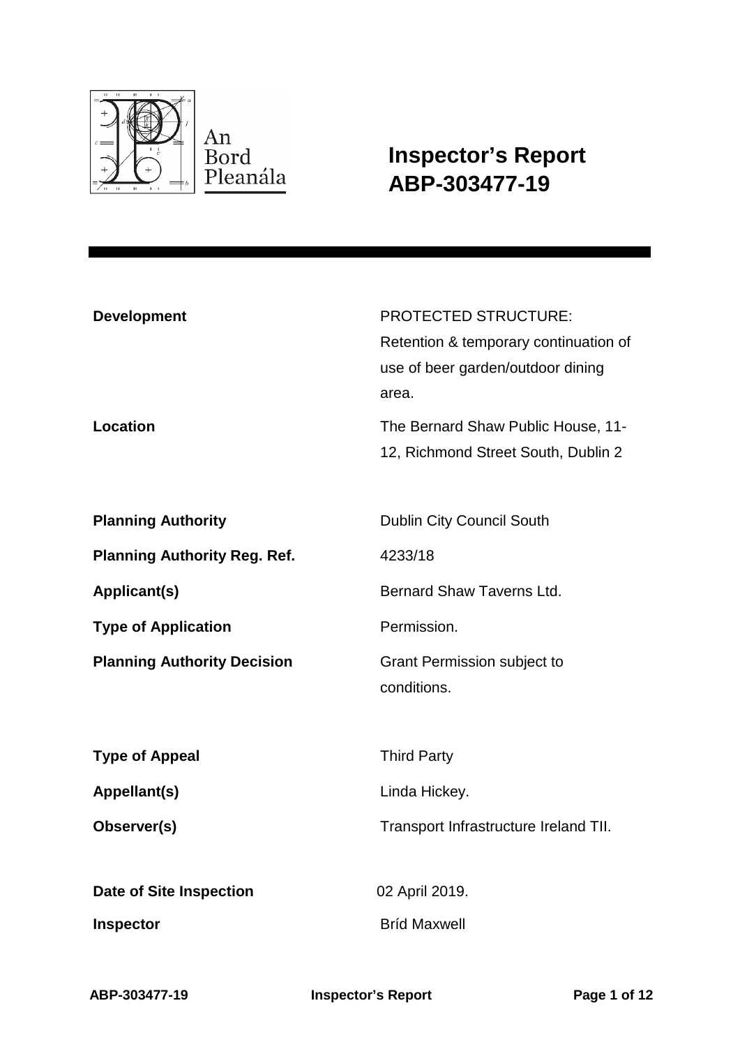An Bord Pleanála

# Inspector's Report
# ABP-303477-19

| | |
|---|---|
| **Development** | PROTECTED STRUCTURE: Retention & temporary continuation of use of beer garden/outdoor dining area. |
| **Location** | The Bernard Shaw Public House, 11-12, Richmond Street South, Dublin 2 |
| **Planning Authority** | Dublin City Council South |
| **Planning Authority Reg. Ref.** | 4233/18 |
| **Applicant(s)** | Bernard Shaw Taverns Ltd. |
| **Type of Application** | Permission. |
| **Planning Authority Decision** | Grant Permission subject to conditions. |
| **Type of Appeal** | Third Party |
| **Appellant(s)** | Linda Hickey. |
| **Observer(s)** | Transport Infrastructure Ireland TII. |
| **Date of Site Inspection** | 02 April 2019. |
| **Inspector** | Bríd Maxwell |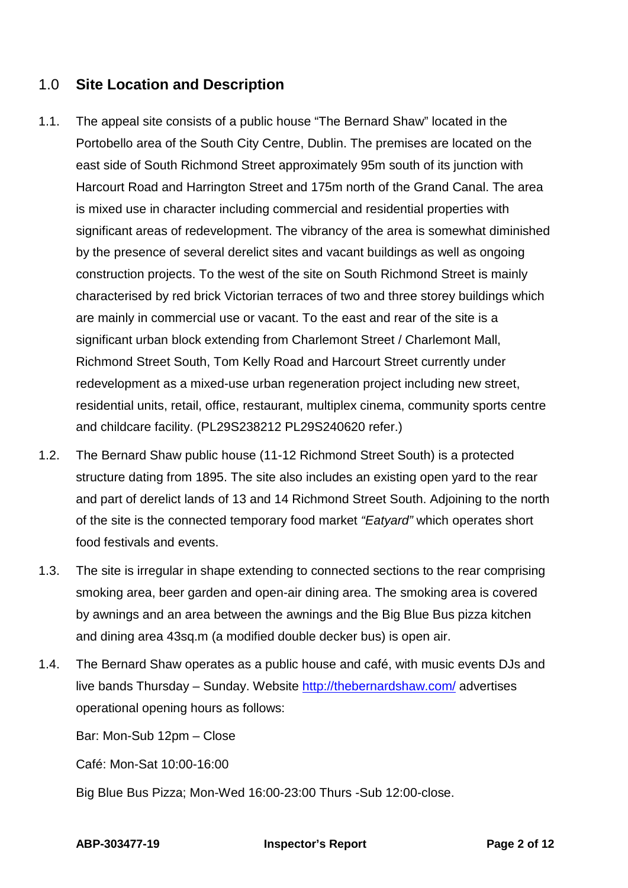## 1.0 Site Location and Description

1.1. The appeal site consists of a public house "The Bernard Shaw" located in the Portobello area of the South City Centre, Dublin. The premises are located on the east side of South Richmond Street approximately 95m south of its junction with Harcourt Road and Harrington Street and 175m north of the Grand Canal. The area is mixed use in character including commercial and residential properties with significant areas of redevelopment. The vibrancy of the area is somewhat diminished by the presence of several derelict sites and vacant buildings as well as ongoing construction projects. To the west of the site on South Richmond Street is mainly characterised by red brick Victorian terraces of two and three storey buildings which are mainly in commercial use or vacant. To the east and rear of the site is a significant urban block extending from Charlemont Street / Charlemont Mall, Richmond Street South, Tom Kelly Road and Harcourt Street currently under redevelopment as a mixed-use urban regeneration project including new street, residential units, retail, office, restaurant, multiplex cinema, community sports centre and childcare facility. (PL29S238212 PL29S240620 refer.)

1.2. The Bernard Shaw public house (11-12 Richmond Street South) is a protected structure dating from 1895. The site also includes an existing open yard to the rear and part of derelict lands of 13 and 14 Richmond Street South. Adjoining to the north of the site is the connected temporary food market *"Eatyard"* which operates short food festivals and events.

1.3. The site is irregular in shape extending to connected sections to the rear comprising smoking area, beer garden and open-air dining area. The smoking area is covered by awnings and an area between the awnings and the Big Blue Bus pizza kitchen and dining area 43sq.m (a modified double decker bus) is open air.

1.4. The Bernard Shaw operates as a public house and café, with music events DJs and live bands Thursday – Sunday. Website [http://thebernardshaw.com/](http://thebernardshaw.com/) advertises operational opening hours as follows:

Bar: Mon-Sub 12pm – Close

Café: Mon-Sat 10:00-16:00

Big Blue Bus Pizza; Mon-Wed 16:00-23:00 Thurs -Sub 12:00-close.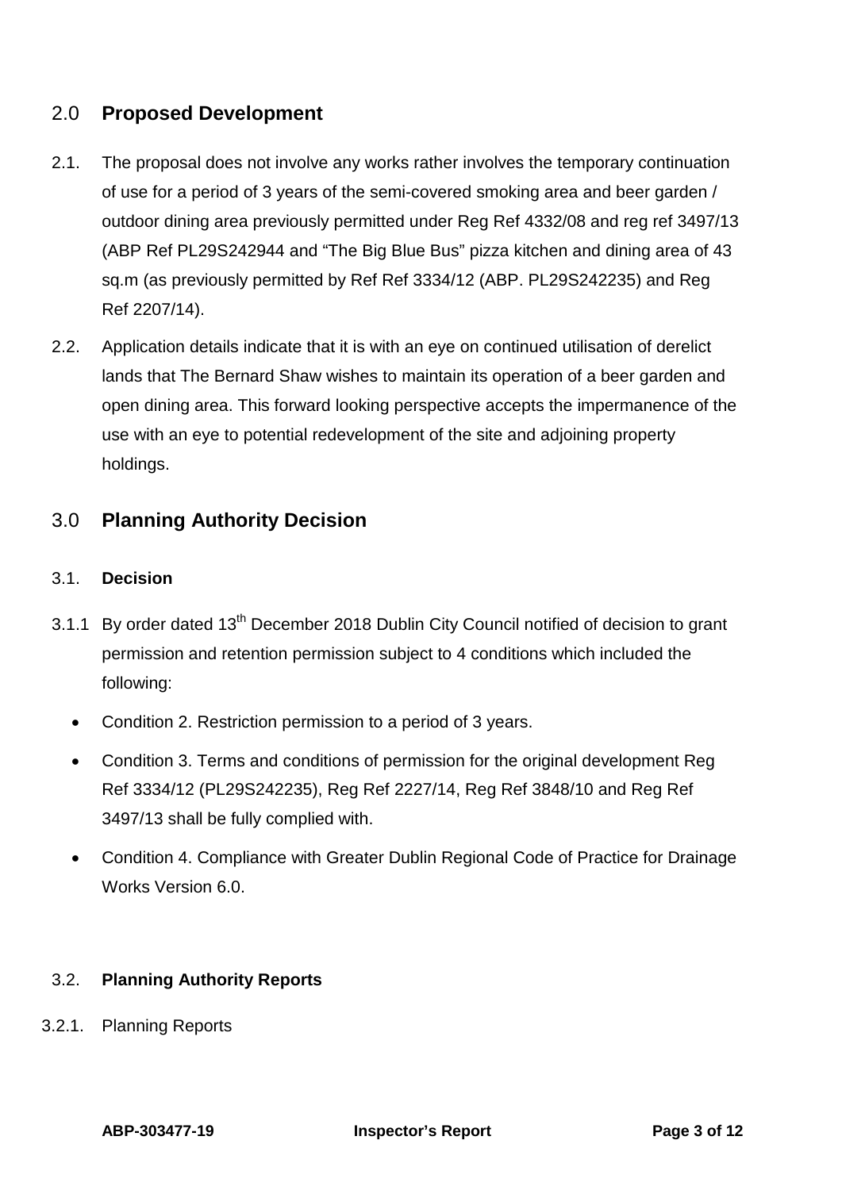## 2.0 **Proposed Development**

2.1. The proposal does not involve any works rather involves the temporary continuation of use for a period of 3 years of the semi-covered smoking area and beer garden / outdoor dining area previously permitted under Reg Ref 4332/08 and reg ref 3497/13 (ABP Ref PL29S242944 and "The Big Blue Bus" pizza kitchen and dining area of 43 sq.m (as previously permitted by Ref Ref 3334/12 (ABP. PL29S242235) and Reg Ref 2207/14).

2.2. Application details indicate that it is with an eye on continued utilisation of derelict lands that The Bernard Shaw wishes to maintain its operation of a beer garden and open dining area. This forward looking perspective accepts the impermanence of the use with an eye to potential redevelopment of the site and adjoining property holdings.

## 3.0 **Planning Authority Decision**

### 3.1. **Decision**

3.1.1 By order dated 13th December 2018 Dublin City Council notified of decision to grant permission and retention permission subject to 4 conditions which included the following:

- Condition 2. Restriction permission to a period of 3 years.
- Condition 3. Terms and conditions of permission for the original development Reg Ref 3334/12 (PL29S242235), Reg Ref 2227/14, Reg Ref 3848/10 and Reg Ref 3497/13 shall be fully complied with.
- Condition 4. Compliance with Greater Dublin Regional Code of Practice for Drainage Works Version 6.0.

### 3.2. **Planning Authority Reports**

3.2.1. Planning Reports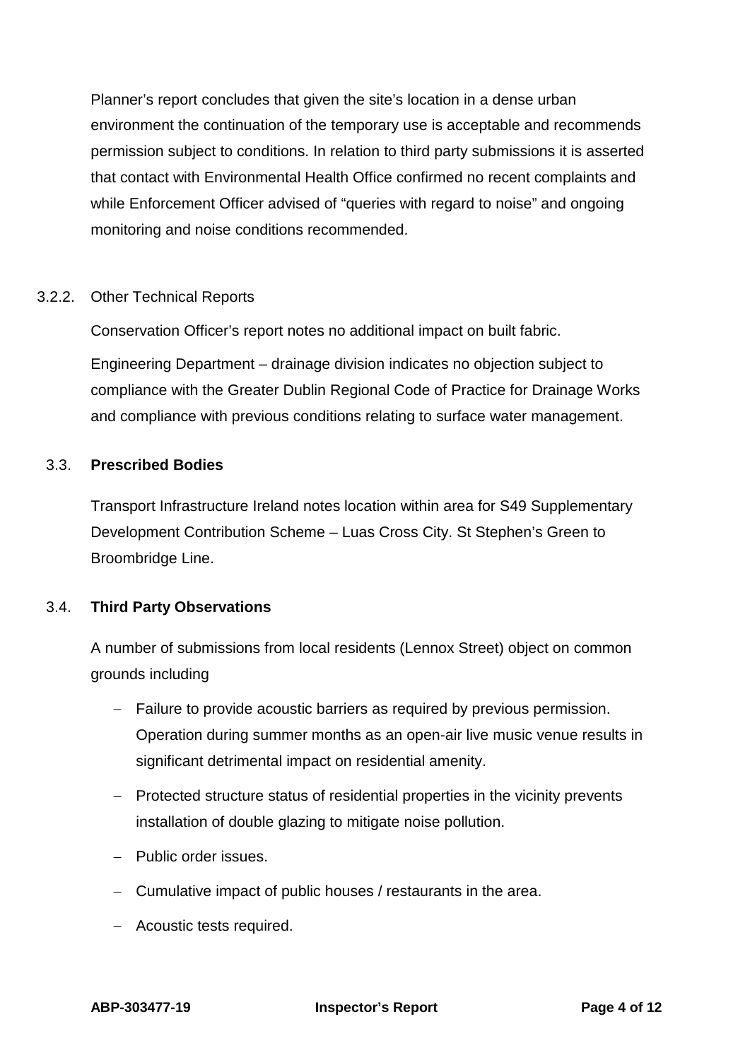Planner's report concludes that given the site's location in a dense urban environment the continuation of the temporary use is acceptable and recommends permission subject to conditions. In relation to third party submissions it is asserted that contact with Environmental Health Office confirmed no recent complaints and while Enforcement Officer advised of "queries with regard to noise" and ongoing monitoring and noise conditions recommended.

3.2.2. Other Technical Reports

Conservation Officer's report notes no additional impact on built fabric.

Engineering Department – drainage division indicates no objection subject to compliance with the Greater Dublin Regional Code of Practice for Drainage Works and compliance with previous conditions relating to surface water management.

### 3.3. Prescribed Bodies

Transport Infrastructure Ireland notes location within area for S49 Supplementary Development Contribution Scheme – Luas Cross City. St Stephen's Green to Broombridge Line.

### 3.4. Third Party Observations

A number of submissions from local residents (Lennox Street) object on common grounds including

- Failure to provide acoustic barriers as required by previous permission. Operation during summer months as an open-air live music venue results in significant detrimental impact on residential amenity.
- Protected structure status of residential properties in the vicinity prevents installation of double glazing to mitigate noise pollution.
- Public order issues.
- Cumulative impact of public houses / restaurants in the area.
- Acoustic tests required.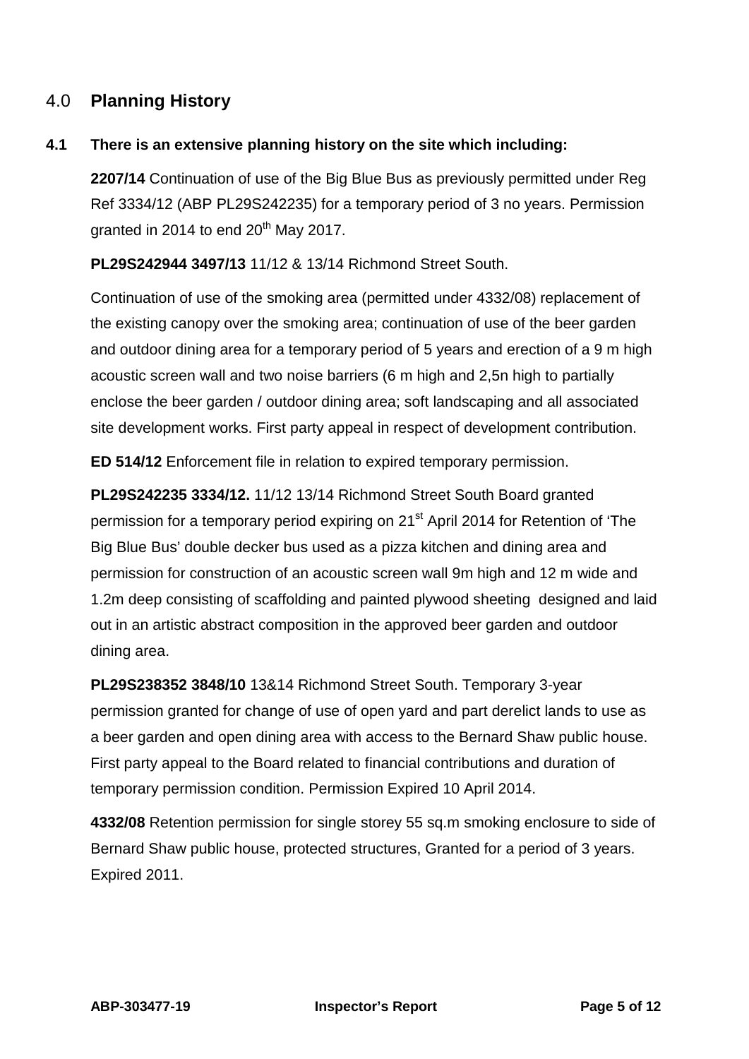## 4.0 **Planning History**

**4.1 There is an extensive planning history on the site which including:**

**2207/14** Continuation of use of the Big Blue Bus as previously permitted under Reg Ref 3334/12 (ABP PL29S242235) for a temporary period of 3 no years. Permission granted in 2014 to end 20th May 2017.

**PL29S242944 3497/13** 11/12 & 13/14 Richmond Street South.

Continuation of use of the smoking area (permitted under 4332/08) replacement of the existing canopy over the smoking area; continuation of use of the beer garden and outdoor dining area for a temporary period of 5 years and erection of a 9 m high acoustic screen wall and two noise barriers (6 m high and 2,5n high to partially enclose the beer garden / outdoor dining area; soft landscaping and all associated site development works. First party appeal in respect of development contribution.

**ED 514/12** Enforcement file in relation to expired temporary permission.

**PL29S242235 3334/12.** 11/12 13/14 Richmond Street South Board granted permission for a temporary period expiring on 21st April 2014 for Retention of 'The Big Blue Bus' double decker bus used as a pizza kitchen and dining area and permission for construction of an acoustic screen wall 9m high and 12 m wide and 1.2m deep consisting of scaffolding and painted plywood sheeting designed and laid out in an artistic abstract composition in the approved beer garden and outdoor dining area.

**PL29S238352 3848/10** 13&14 Richmond Street South. Temporary 3-year permission granted for change of use of open yard and part derelict lands to use as a beer garden and open dining area with access to the Bernard Shaw public house. First party appeal to the Board related to financial contributions and duration of temporary permission condition. Permission Expired 10 April 2014.

**4332/08** Retention permission for single storey 55 sq.m smoking enclosure to side of Bernard Shaw public house, protected structures, Granted for a period of 3 years. Expired 2011.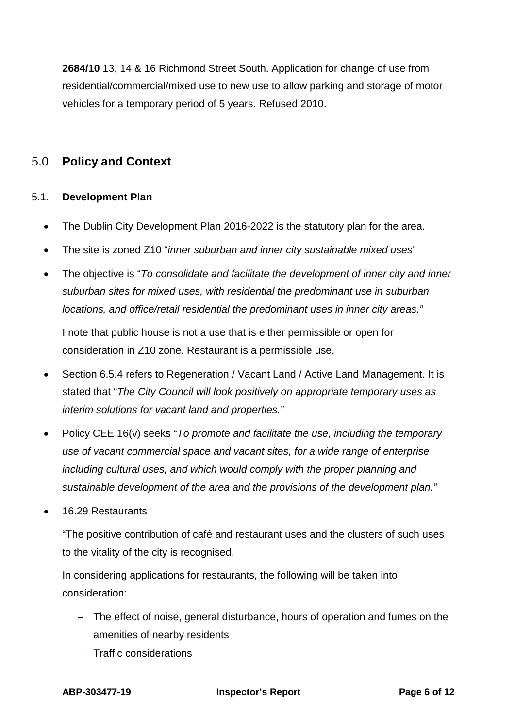**2684/10** 13, 14 & 16 Richmond Street South. Application for change of use from residential/commercial/mixed use to new use to allow parking and storage of motor vehicles for a temporary period of 5 years. Refused 2010.

## 5.0 Policy and Context

### 5.1. Development Plan

- The Dublin City Development Plan 2016-2022 is the statutory plan for the area.
- The site is zoned Z10 "*inner suburban and inner city sustainable mixed uses*"
- The objective is "*To consolidate and facilitate the development of inner city and inner suburban sites for mixed uses, with residential the predominant use in suburban locations, and office/retail residential the predominant uses in inner city areas.*"

  I note that public house is not a use that is either permissible or open for consideration in Z10 zone. Restaurant is a permissible use.
- Section 6.5.4 refers to Regeneration / Vacant Land / Active Land Management. It is stated that "*The City Council will look positively on appropriate temporary uses as interim solutions for vacant land and properties.*"
- Policy CEE 16(v) seeks "*To promote and facilitate the use, including the temporary use of vacant commercial space and vacant sites, for a wide range of enterprise including cultural uses, and which would comply with the proper planning and sustainable development of the area and the provisions of the development plan.*"
- 16.29 Restaurants

  "The positive contribution of café and restaurant uses and the clusters of such uses to the vitality of the city is recognised.

  In considering applications for restaurants, the following will be taken into consideration:

  - The effect of noise, general disturbance, hours of operation and fumes on the amenities of nearby residents
  - Traffic considerations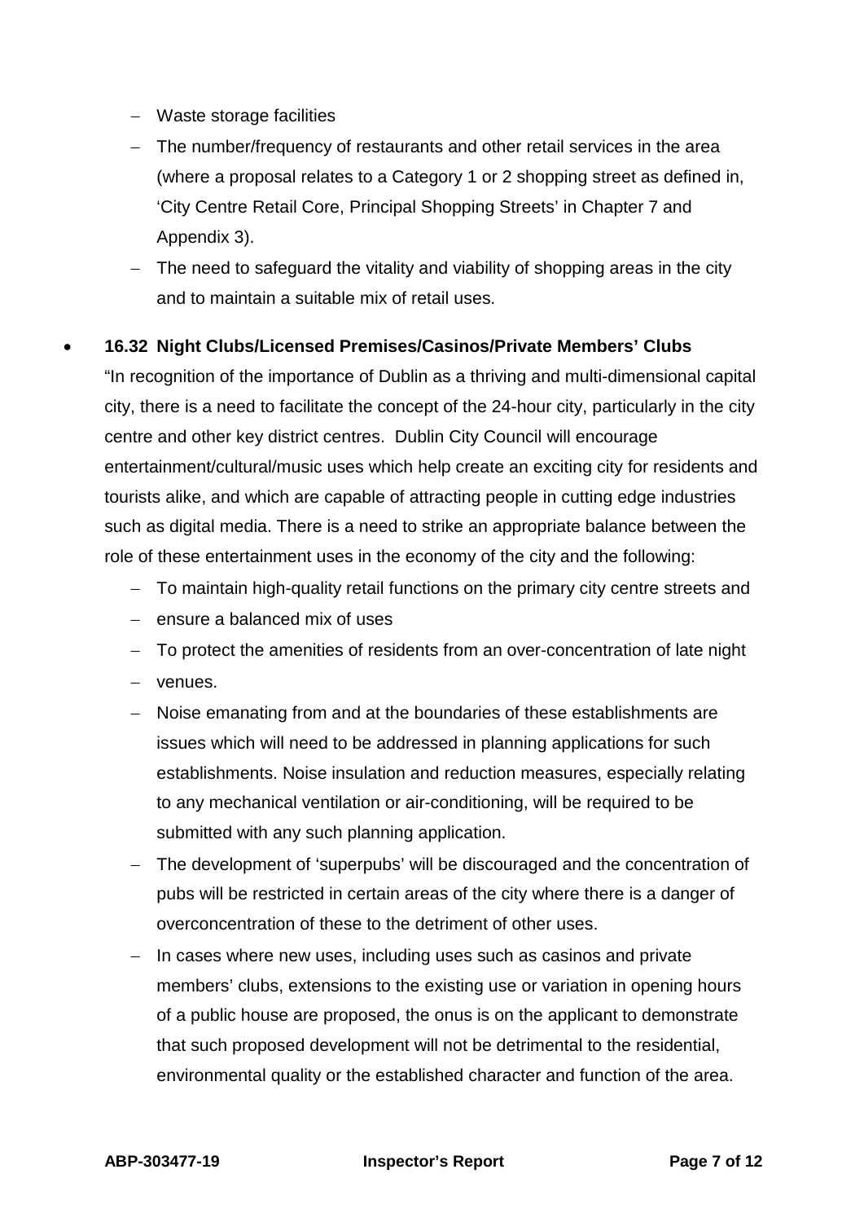- Waste storage facilities
  - The number/frequency of restaurants and other retail services in the area (where a proposal relates to a Category 1 or 2 shopping street as defined in, 'City Centre Retail Core, Principal Shopping Streets' in Chapter 7 and Appendix 3).
  - The need to safeguard the vitality and viability of shopping areas in the city and to maintain a suitable mix of retail uses.

- **16.32 Night Clubs/Licensed Premises/Casinos/Private Members' Clubs**

  "In recognition of the importance of Dublin as a thriving and multi-dimensional capital city, there is a need to facilitate the concept of the 24-hour city, particularly in the city centre and other key district centres. Dublin City Council will encourage entertainment/cultural/music uses which help create an exciting city for residents and tourists alike, and which are capable of attracting people in cutting edge industries such as digital media. There is a need to strike an appropriate balance between the role of these entertainment uses in the economy of the city and the following:

  - To maintain high-quality retail functions on the primary city centre streets and
  - ensure a balanced mix of uses
  - To protect the amenities of residents from an over-concentration of late night
  - venues.
  - Noise emanating from and at the boundaries of these establishments are issues which will need to be addressed in planning applications for such establishments. Noise insulation and reduction measures, especially relating to any mechanical ventilation or air-conditioning, will be required to be submitted with any such planning application.
  - The development of 'superpubs' will be discouraged and the concentration of pubs will be restricted in certain areas of the city where there is a danger of overconcentration of these to the detriment of other uses.
  - In cases where new uses, including uses such as casinos and private members' clubs, extensions to the existing use or variation in opening hours of a public house are proposed, the onus is on the applicant to demonstrate that such proposed development will not be detrimental to the residential, environmental quality or the established character and function of the area.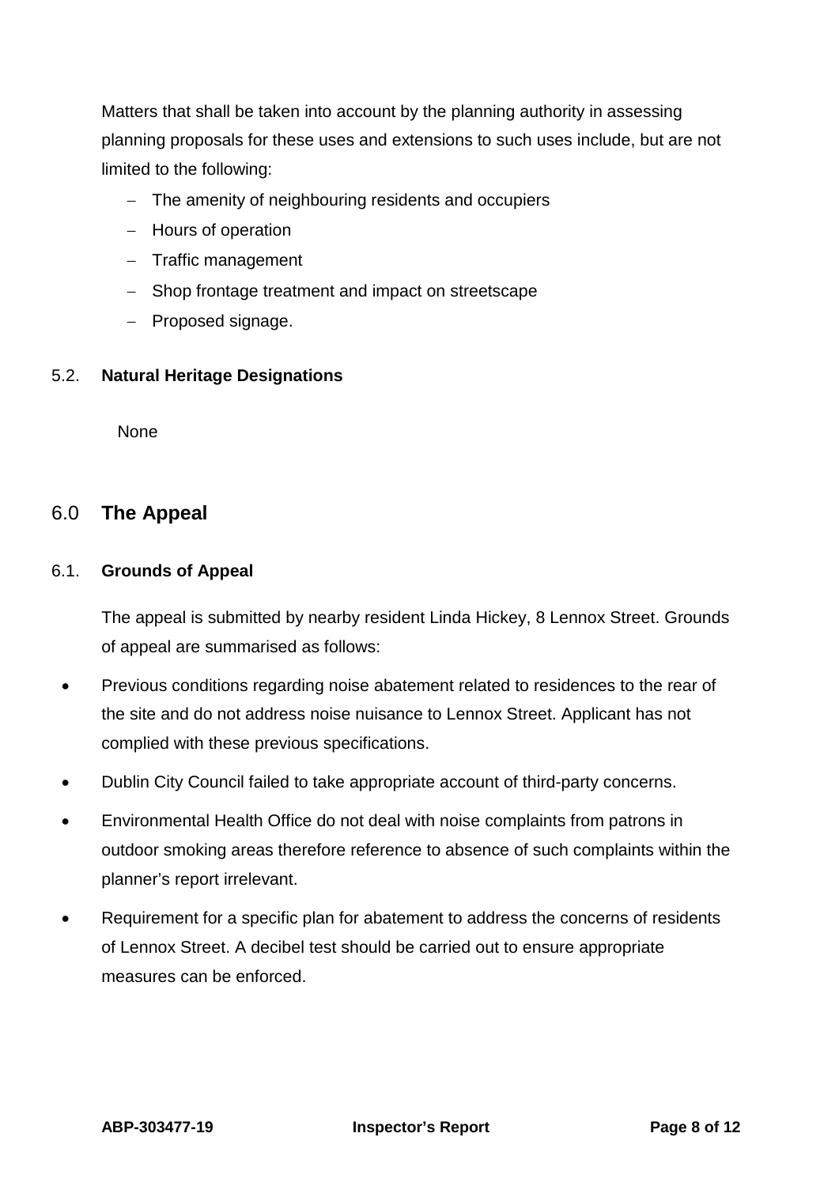Matters that shall be taken into account by the planning authority in assessing planning proposals for these uses and extensions to such uses include, but are not limited to the following:

- The amenity of neighbouring residents and occupiers
- Hours of operation
- Traffic management
- Shop frontage treatment and impact on streetscape
- Proposed signage.

### 5.2. Natural Heritage Designations

None

## 6.0 The Appeal

### 6.1. Grounds of Appeal

The appeal is submitted by nearby resident Linda Hickey, 8 Lennox Street. Grounds of appeal are summarised as follows:

- Previous conditions regarding noise abatement related to residences to the rear of the site and do not address noise nuisance to Lennox Street. Applicant has not complied with these previous specifications.
- Dublin City Council failed to take appropriate account of third-party concerns.
- Environmental Health Office do not deal with noise complaints from patrons in outdoor smoking areas therefore reference to absence of such complaints within the planner's report irrelevant.
- Requirement for a specific plan for abatement to address the concerns of residents of Lennox Street. A decibel test should be carried out to ensure appropriate measures can be enforced.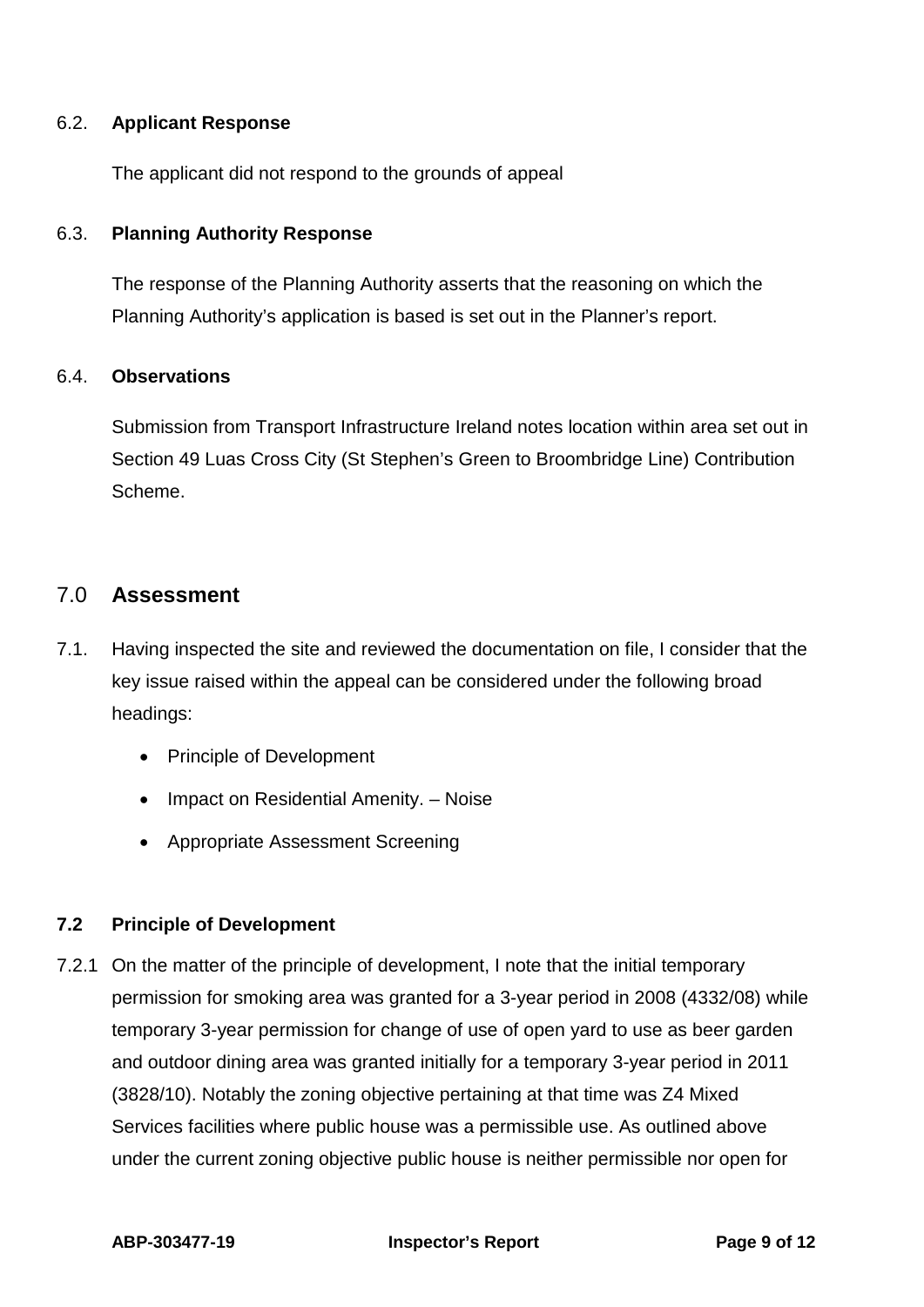6.2. **Applicant Response**

The applicant did not respond to the grounds of appeal

6.3. **Planning Authority Response**

The response of the Planning Authority asserts that the reasoning on which the Planning Authority's application is based is set out in the Planner's report.

6.4. **Observations**

Submission from Transport Infrastructure Ireland notes location within area set out in Section 49 Luas Cross City (St Stephen's Green to Broombridge Line) Contribution Scheme.

## 7.0 Assessment

7.1. Having inspected the site and reviewed the documentation on file, I consider that the key issue raised within the appeal can be considered under the following broad headings:

- Principle of Development
- Impact on Residential Amenity. – Noise
- Appropriate Assessment Screening

### 7.2 Principle of Development

7.2.1 On the matter of the principle of development, I note that the initial temporary permission for smoking area was granted for a 3-year period in 2008 (4332/08) while temporary 3-year permission for change of use of open yard to use as beer garden and outdoor dining area was granted initially for a temporary 3-year period in 2011 (3828/10). Notably the zoning objective pertaining at that time was Z4 Mixed Services facilities where public house was a permissible use. As outlined above under the current zoning objective public house is neither permissible nor open for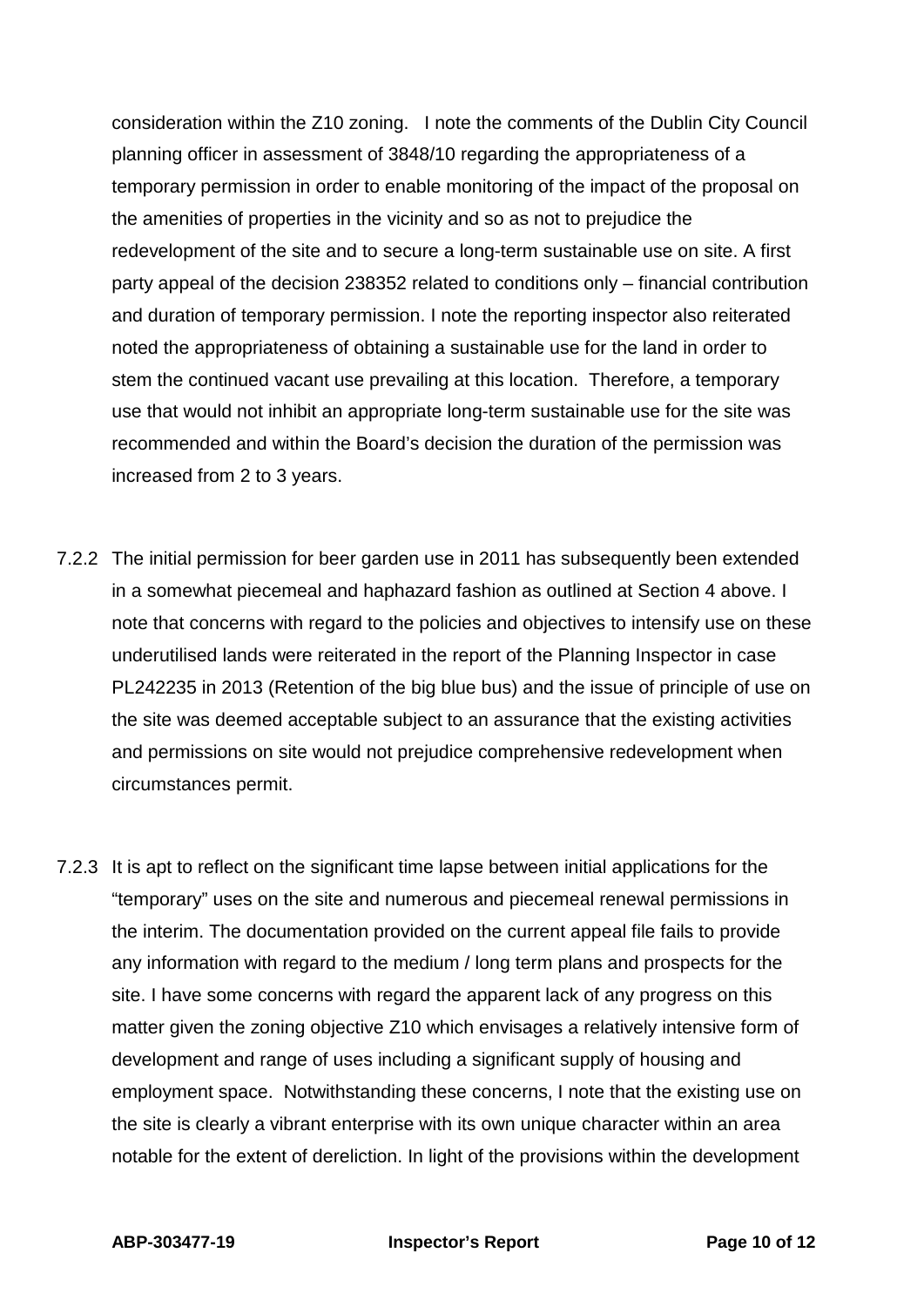consideration within the Z10 zoning. I note the comments of the Dublin City Council planning officer in assessment of 3848/10 regarding the appropriateness of a temporary permission in order to enable monitoring of the impact of the proposal on the amenities of properties in the vicinity and so as not to prejudice the redevelopment of the site and to secure a long-term sustainable use on site. A first party appeal of the decision 238352 related to conditions only – financial contribution and duration of temporary permission. I note the reporting inspector also reiterated noted the appropriateness of obtaining a sustainable use for the land in order to stem the continued vacant use prevailing at this location. Therefore, a temporary use that would not inhibit an appropriate long-term sustainable use for the site was recommended and within the Board's decision the duration of the permission was increased from 2 to 3 years.

7.2.2 The initial permission for beer garden use in 2011 has subsequently been extended in a somewhat piecemeal and haphazard fashion as outlined at Section 4 above. I note that concerns with regard to the policies and objectives to intensify use on these underutilised lands were reiterated in the report of the Planning Inspector in case PL242235 in 2013 (Retention of the big blue bus) and the issue of principle of use on the site was deemed acceptable subject to an assurance that the existing activities and permissions on site would not prejudice comprehensive redevelopment when circumstances permit.

7.2.3 It is apt to reflect on the significant time lapse between initial applications for the "temporary" uses on the site and numerous and piecemeal renewal permissions in the interim. The documentation provided on the current appeal file fails to provide any information with regard to the medium / long term plans and prospects for the site. I have some concerns with regard the apparent lack of any progress on this matter given the zoning objective Z10 which envisages a relatively intensive form of development and range of uses including a significant supply of housing and employment space. Notwithstanding these concerns, I note that the existing use on the site is clearly a vibrant enterprise with its own unique character within an area notable for the extent of dereliction. In light of the provisions within the development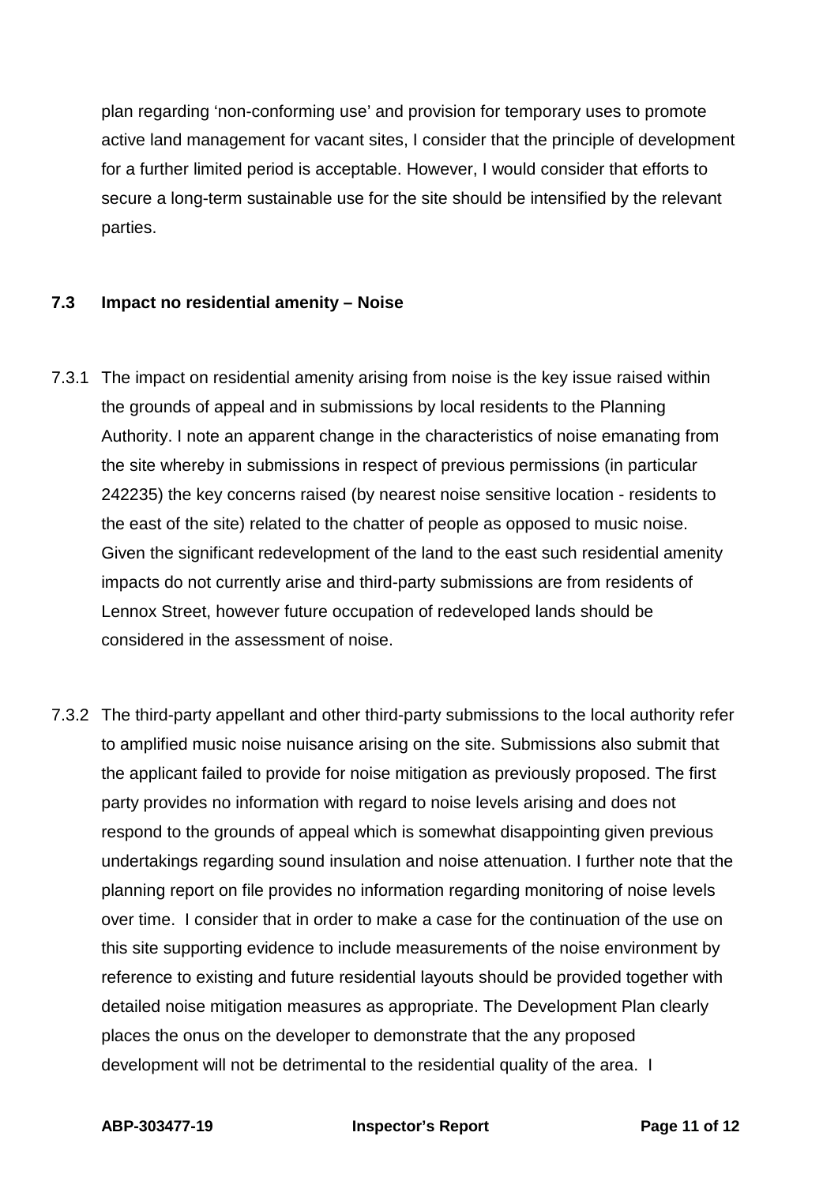plan regarding 'non-conforming use' and provision for temporary uses to promote active land management for vacant sites, I consider that the principle of development for a further limited period is acceptable. However, I would consider that efforts to secure a long-term sustainable use for the site should be intensified by the relevant parties.

### 7.3 Impact no residential amenity – Noise

7.3.1 The impact on residential amenity arising from noise is the key issue raised within the grounds of appeal and in submissions by local residents to the Planning Authority. I note an apparent change in the characteristics of noise emanating from the site whereby in submissions in respect of previous permissions (in particular 242235) the key concerns raised (by nearest noise sensitive location - residents to the east of the site) related to the chatter of people as opposed to music noise. Given the significant redevelopment of the land to the east such residential amenity impacts do not currently arise and third-party submissions are from residents of Lennox Street, however future occupation of redeveloped lands should be considered in the assessment of noise.

7.3.2 The third-party appellant and other third-party submissions to the local authority refer to amplified music noise nuisance arising on the site. Submissions also submit that the applicant failed to provide for noise mitigation as previously proposed. The first party provides no information with regard to noise levels arising and does not respond to the grounds of appeal which is somewhat disappointing given previous undertakings regarding sound insulation and noise attenuation. I further note that the planning report on file provides no information regarding monitoring of noise levels over time. I consider that in order to make a case for the continuation of the use on this site supporting evidence to include measurements of the noise environment by reference to existing and future residential layouts should be provided together with detailed noise mitigation measures as appropriate. The Development Plan clearly places the onus on the developer to demonstrate that the any proposed development will not be detrimental to the residential quality of the area. I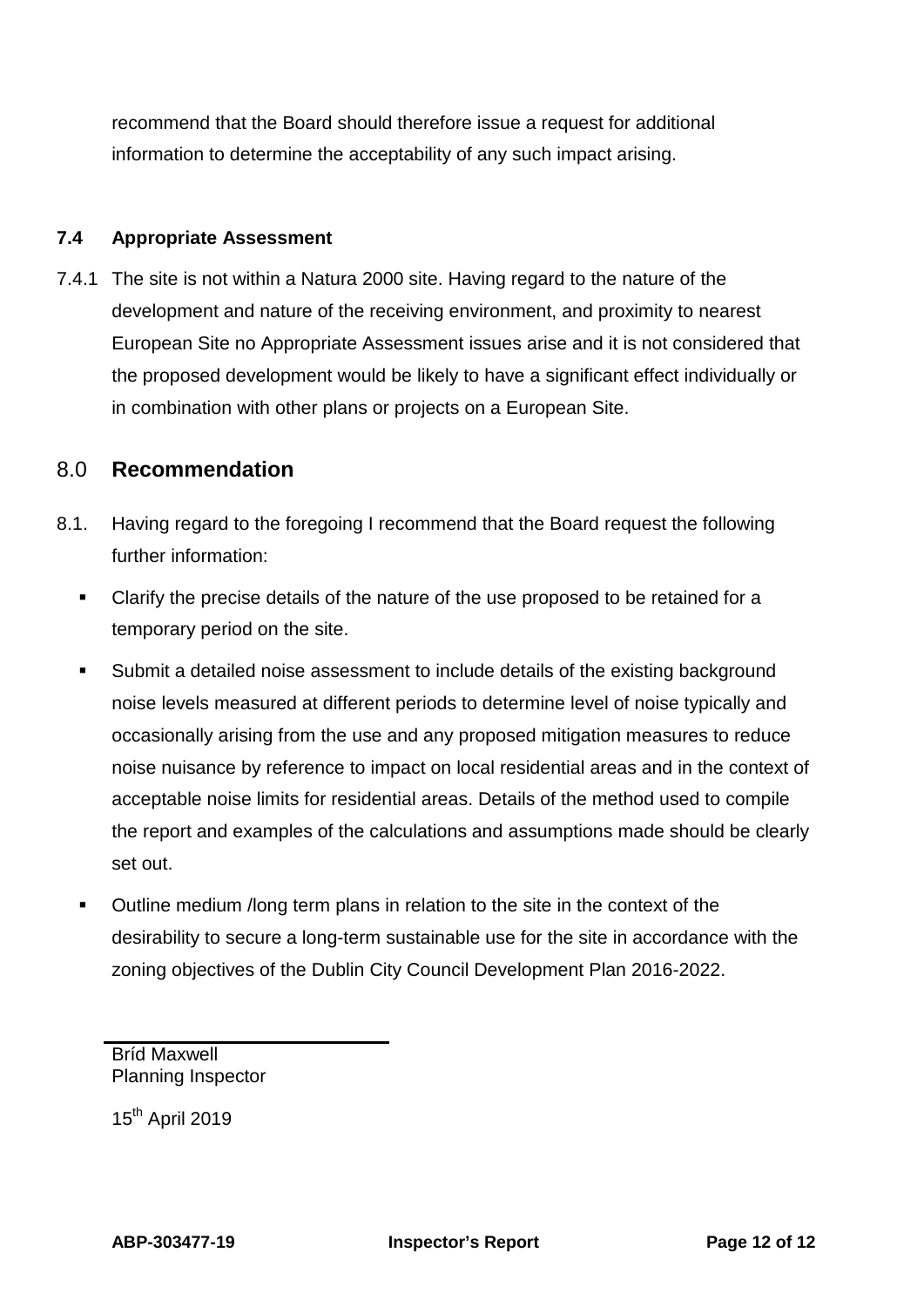recommend that the Board should therefore issue a request for additional information to determine the acceptability of any such impact arising.

### 7.4 Appropriate Assessment

7.4.1 The site is not within a Natura 2000 site. Having regard to the nature of the development and nature of the receiving environment, and proximity to nearest European Site no Appropriate Assessment issues arise and it is not considered that the proposed development would be likely to have a significant effect individually or in combination with other plans or projects on a European Site.

## 8.0 Recommendation

8.1. Having regard to the foregoing I recommend that the Board request the following further information:

- Clarify the precise details of the nature of the use proposed to be retained for a temporary period on the site.
- Submit a detailed noise assessment to include details of the existing background noise levels measured at different periods to determine level of noise typically and occasionally arising from the use and any proposed mitigation measures to reduce noise nuisance by reference to impact on local residential areas and in the context of acceptable noise limits for residential areas. Details of the method used to compile the report and examples of the calculations and assumptions made should be clearly set out.
- Outline medium /long term plans in relation to the site in the context of the desirability to secure a long-term sustainable use for the site in accordance with the zoning objectives of the Dublin City Council Development Plan 2016-2022.

Bríd Maxwell
Planning Inspector

15th April 2019